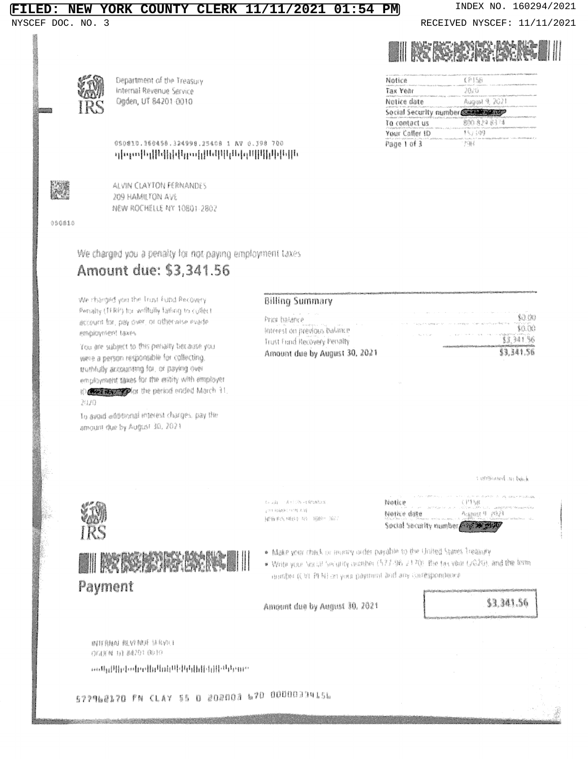Department of the Treasury
Internal Revenue Service
Ogden, UT 84201-0010

| | |
|---|---|
| Notice | CP15B |
| Tax Year | 2020 |
| Notice date | August 9, 2021 |
| Social Security number | |
| To contact us | 800-829-8374 |
| Your Caller ID | 157399 |
| Page 1 of 3 | |

050810.360456.324998.25408 1 AV 0.398 700

ALVIN CLAYTON FERNANDES
209 HAMILTON AVE
NEW ROCHELLE NY 10801-2802

050810

We charged you a penalty for not paying employment taxes

## Amount due: $3,341.56

We charged you the Trust Fund Recovery Penalty (TFRP) for willfully failing to collect, account for, pay over, or otherwise evade employment taxes.

You are subject to this penalty because you were a person responsible for collecting, truthfully accounting for, or paying over employment taxes for the entity with employer ID for the period ended March 31, 2020.

To avoid additional interest charges, pay the amount due by August 30, 2021.

### Billing Summary

| | |
|---|---|
| Prior balance | $0.00 |
| Interest on previous balance | $0.00 |
| Trust Fund Recovery Penalty | $3,341.56 |
| **Amount due by August 30, 2021** | **$3,341.56** |

Continued on back...

ALVIN CLAYTON FERNANDES
209 HAMILTON AVE
NEW ROCHELLE NY 10801-2802

| | |
|---|---|
| Notice | CP15B |
| Notice date | August 9, 2021 |
| Social Security number | |

## Payment

- Make your check or money order payable to the United States Treasury.
- Write your Social Security number (577-96-2170), the tax year (2020), and the form number (CVL PEN) on your payment and any correspondence.

Amount due by August 30, 2021 — $3,341.56

INTERNAL REVENUE SERVICE
OGDEN UT 84201-0010

577962170 FN CLAY 55 0 202003 670 00000334156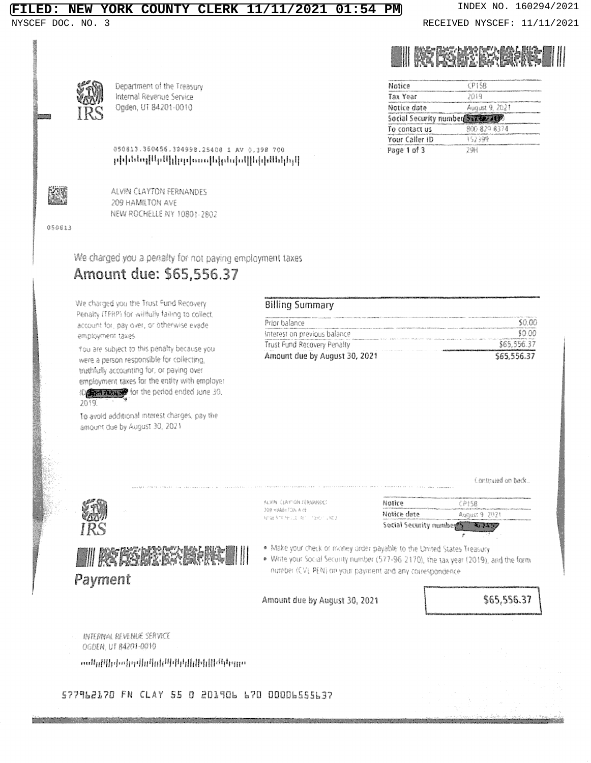Department of the Treasury
Internal Revenue Service
Ogden, UT 84201-0010

| | |
|---|---|
| Notice | CP15B |
| Tax Year | 2019 |
| Notice date | August 9, 2021 |
| Social Security number | [redacted] |
| To contact us | 800 829 8374 |
| Your Caller ID | 152399 |
| Page 1 of 3 | 29H |

050813.360456.324998.25408 1 AV 0.398 700

ALVIN CLAYTON FERNANDES
209 HAMILTON AVE
NEW ROCHELLE NY 10801-2802

050813

We charged you a penalty for not paying employment taxes

## Amount due: $65,556.37

We charged you the Trust Fund Recovery Penalty (TFRP) for willfully failing to collect, account for, pay over, or otherwise evade employment taxes.

You are subject to this penalty because you were a person responsible for collecting, truthfully accounting for, or paying over employment taxes for the entity with employer ID [redacted] for the period ended June 30, 2019.

To avoid additional interest charges, pay the amount due by August 30, 2021

### Billing Summary

| | |
|---|---|
| Prior balance | $0.00 |
| Interest on previous balance | $0.00 |
| Trust Fund Recovery Penalty | $65,556.37 |
| **Amount due by August 30, 2021** | **$65,556.37** |

Continued on back...

---

## Payment

ALVIN CLAYTON FERNANDES
209 HAMILTON AVE
NEW ROCHELLE NY 10801-2802

| | |
|---|---|
| Notice | CP15B |
| Notice date | August 9, 2021 |
| Social Security number | [redacted] |

- Make your check or money order payable to the United States Treasury
- Write your Social Security number ([redacted]), the tax year (2019), and the form number (CVL PEN) on your payment and any correspondence

| | |
|---|---|
| Amount due by August 30, 2021 | $65,556.37 |

INTERNAL REVENUE SERVICE
OGDEN, UT 84201-0010

[redacted] FN CLAY 55 0 201906 670 00006555637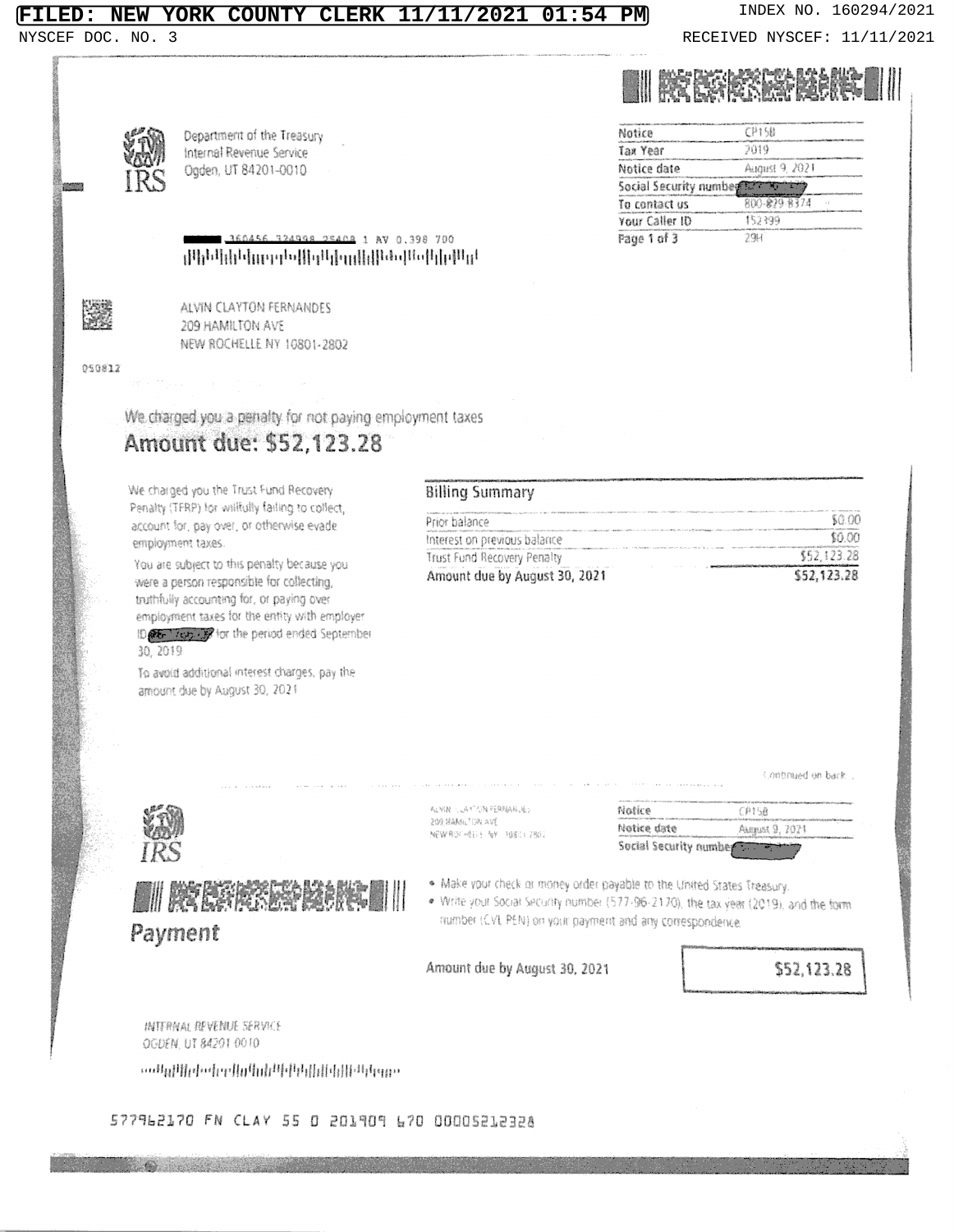Department of the Treasury
Internal Revenue Service
Ogden, UT 84201-0010

| | |
|---|---|
| Notice | CP15B |
| Tax Year | 2019 |
| Notice date | August 9, 2021 |
| Social Security number | |
| To contact us | 800-829-8374 |
| Your Caller ID | 152399 |
| Page 1 of 3 | 29H |

360456 324998 25408 1 AV 0.398 700

ALVIN CLAYTON FERNANDES
209 HAMILTON AVE
NEW ROCHELLE NY 10801-2802

050812

We charged you a penalty for not paying employment taxes

## Amount due: $52,123.28

We charged you the Trust Fund Recovery Penalty (TFRP) for willfully failing to collect, account for, pay over, or otherwise evade employment taxes.

You are subject to this penalty because you were a person responsible for collecting, truthfully accounting for, or paying over employment taxes for the entity with employer ID for the period ended September 30, 2019

To avoid additional interest charges, pay the amount due by August 30, 2021

### Billing Summary

| | |
|---|---|
| Prior balance | $0.00 |
| Interest on previous balance | $0.00 |
| Trust Fund Recovery Penalty | $52,123.28 |
| **Amount due by August 30, 2021** | **$52,123.28** |

Continued on back...

ALVIN CLAYTON FERNANDES
209 HAMILTON AVE
NEW ROCHELLE NY 10801-2802

| | |
|---|---|
| Notice | CP15B |
| Notice date | August 9, 2021 |
| Social Security number | |

## Payment

- Make your check or money order payable to the United States Treasury.
- Write your Social Security number (577-96-2170), the tax year (2019), and the form number (CVL PEN) on your payment and any correspondence.

Amount due by August 30, 2021 **$52,123.28**

INTERNAL REVENUE SERVICE
OGDEN, UT 84201-0010

577962170 FN CLAY 55 0 201909 670 00005212328